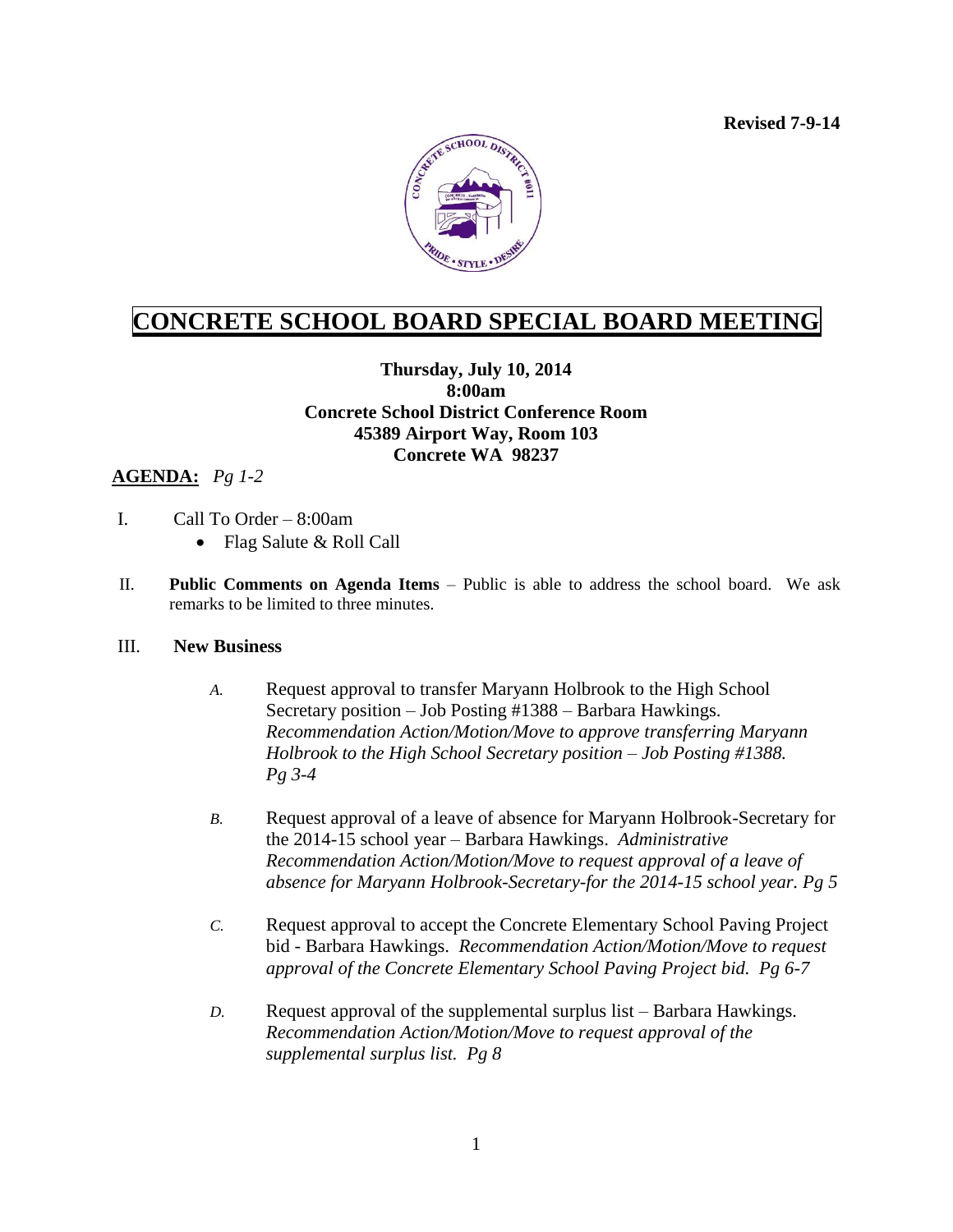**Revised 7-9-14**

# CONCRETE SCHOOL BOARD SPECIAL BOARD MEETING

**Thursday, July 10, 2014**
**8:00am**
**Concrete School District Conference Room**
**45389 Airport Way, Room 103**
**Concrete WA 98237**

**AGENDA:** *Pg 1-2*

I. Call To Order – 8:00am
- Flag Salute & Roll Call

II. **Public Comments on Agenda Items** – Public is able to address the school board. We ask remarks to be limited to three minutes.

III. **New Business**

*A.* Request approval to transfer Maryann Holbrook to the High School Secretary position – Job Posting #1388 – Barbara Hawkings. *Recommendation Action/Motion/Move to approve transferring Maryann Holbrook to the High School Secretary position – Job Posting #1388. Pg 3-4*

*B.* Request approval of a leave of absence for Maryann Holbrook-Secretary for the 2014-15 school year – Barbara Hawkings. *Administrative Recommendation Action/Motion/Move to request approval of a leave of absence for Maryann Holbrook-Secretary-for the 2014-15 school year. Pg 5*

*C.* Request approval to accept the Concrete Elementary School Paving Project bid - Barbara Hawkings. *Recommendation Action/Motion/Move to request approval of the Concrete Elementary School Paving Project bid. Pg 6-7*

*D.* Request approval of the supplemental surplus list – Barbara Hawkings. *Recommendation Action/Motion/Move to request approval of the supplemental surplus list. Pg 8*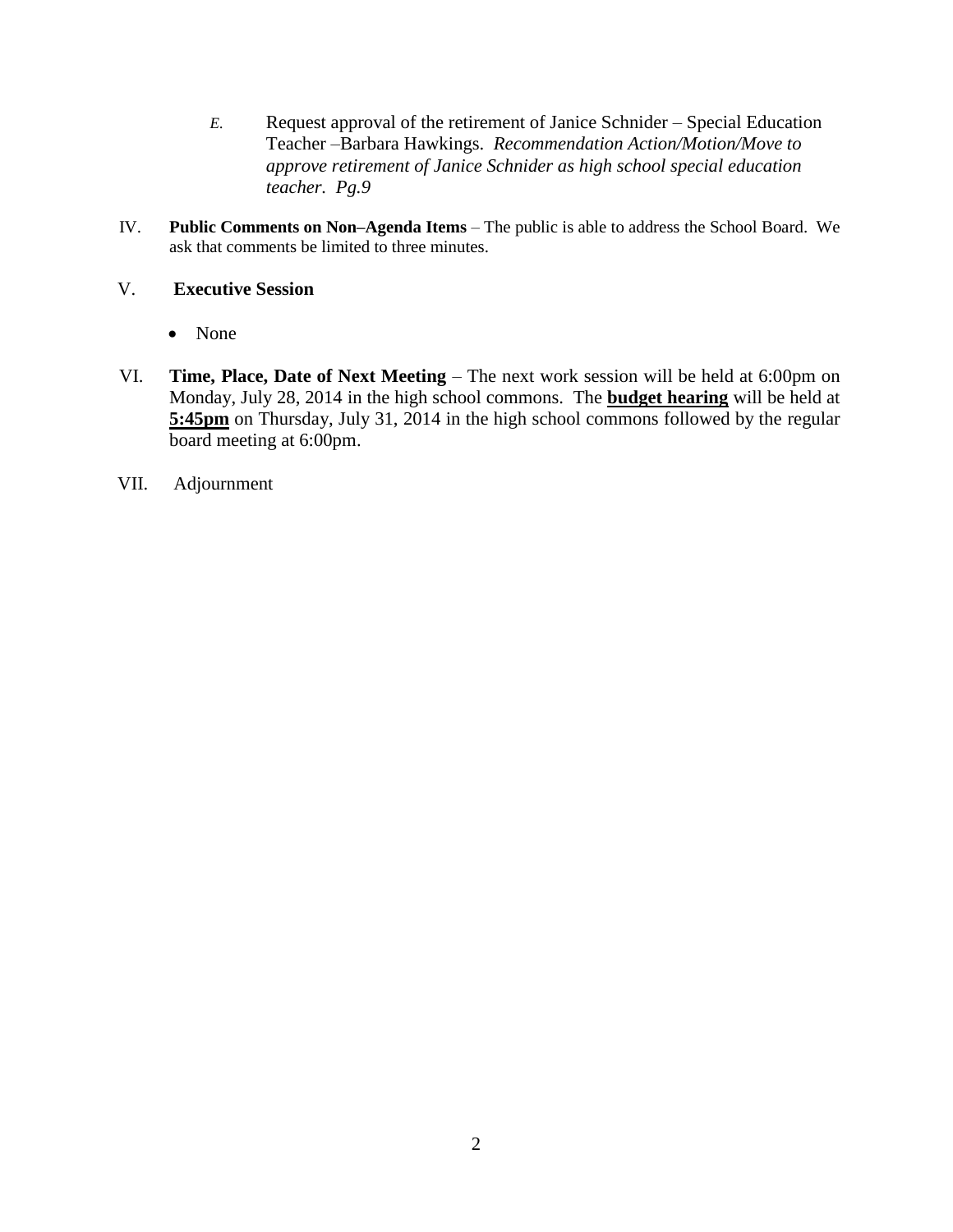*E.* Request approval of the retirement of Janice Schnider – Special Education Teacher –Barbara Hawkings. *Recommendation Action/Motion/Move to approve retirement of Janice Schnider as high school special education teacher. Pg.9*

IV. **Public Comments on Non–Agenda Items** – The public is able to address the School Board. We ask that comments be limited to three minutes.

V. **Executive Session**

- None

VI. **Time, Place, Date of Next Meeting** – The next work session will be held at 6:00pm on Monday, July 28, 2014 in the high school commons. The **budget hearing** will be held at **5:45pm** on Thursday, July 31, 2014 in the high school commons followed by the regular board meeting at 6:00pm.

VII. Adjournment